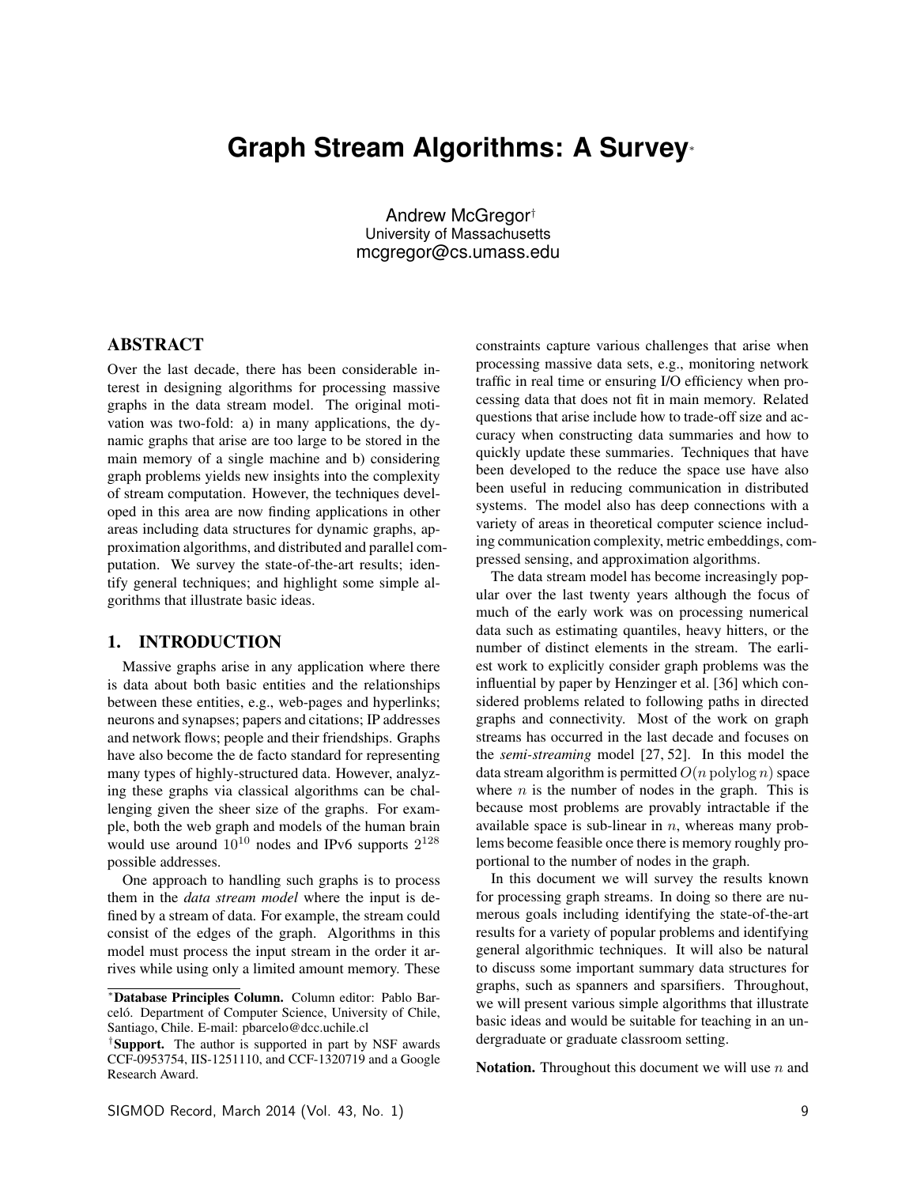# Graph Stream Algorithms: A Survey*

Andrew McGregor†
University of Massachusetts
mcgregor@cs.umass.edu

## ABSTRACT

Over the last decade, there has been considerable interest in designing algorithms for processing massive graphs in the data stream model. The original motivation was two-fold: a) in many applications, the dynamic graphs that arise are too large to be stored in the main memory of a single machine and b) considering graph problems yields new insights into the complexity of stream computation. However, the techniques developed in this area are now finding applications in other areas including data structures for dynamic graphs, approximation algorithms, and distributed and parallel computation. We survey the state-of-the-art results; identify general techniques; and highlight some simple algorithms that illustrate basic ideas.

## 1. INTRODUCTION

Massive graphs arise in any application where there is data about both basic entities and the relationships between these entities, e.g., web-pages and hyperlinks; neurons and synapses; papers and citations; IP addresses and network flows; people and their friendships. Graphs have also become the de facto standard for representing many types of highly-structured data. However, analyzing these graphs via classical algorithms can be challenging given the sheer size of the graphs. For example, both the web graph and models of the human brain would use around $10^{10}$ nodes and IPv6 supports $2^{128}$ possible addresses.

One approach to handling such graphs is to process them in the *data stream model* where the input is defined by a stream of data. For example, the stream could consist of the edges of the graph. Algorithms in this model must process the input stream in the order it arrives while using only a limited amount memory. These constraints capture various challenges that arise when processing massive data sets, e.g., monitoring network traffic in real time or ensuring I/O efficiency when processing data that does not fit in main memory. Related questions that arise include how to trade-off size and accuracy when constructing data summaries and how to quickly update these summaries. Techniques that have been developed to the reduce the space use have also been useful in reducing communication in distributed systems. The model also has deep connections with a variety of areas in theoretical computer science including communication complexity, metric embeddings, compressed sensing, and approximation algorithms.

The data stream model has become increasingly popular over the last twenty years although the focus of much of the early work was on processing numerical data such as estimating quantiles, heavy hitters, or the number of distinct elements in the stream. The earliest work to explicitly consider graph problems was the influential by paper by Henzinger et al. [36] which considered problems related to following paths in directed graphs and connectivity. Most of the work on graph streams has occurred in the last decade and focuses on the *semi-streaming* model [27, 52]. In this model the data stream algorithm is permitted $O(n \operatorname{polylog} n)$ space where $n$ is the number of nodes in the graph. This is because most problems are provably intractable if the available space is sub-linear in $n$, whereas many problems become feasible once there is memory roughly proportional to the number of nodes in the graph.

In this document we will survey the results known for processing graph streams. In doing so there are numerous goals including identifying the state-of-the-art results for a variety of popular problems and identifying general algorithmic techniques. It will also be natural to discuss some important summary data structures for graphs, such as spanners and sparsifiers. Throughout, we will present various simple algorithms that illustrate basic ideas and would be suitable for teaching in an undergraduate or graduate classroom setting.

**Notation.** Throughout this document we will use $n$ and

---

*Database Principles Column. Column editor: Pablo Barceló. Department of Computer Science, University of Chile, Santiago, Chile. E-mail: pbarcelo@dcc.uchile.cl

†Support. The author is supported in part by NSF awards CCF-0953754, IIS-1251110, and CCF-1320719 and a Google Research Award.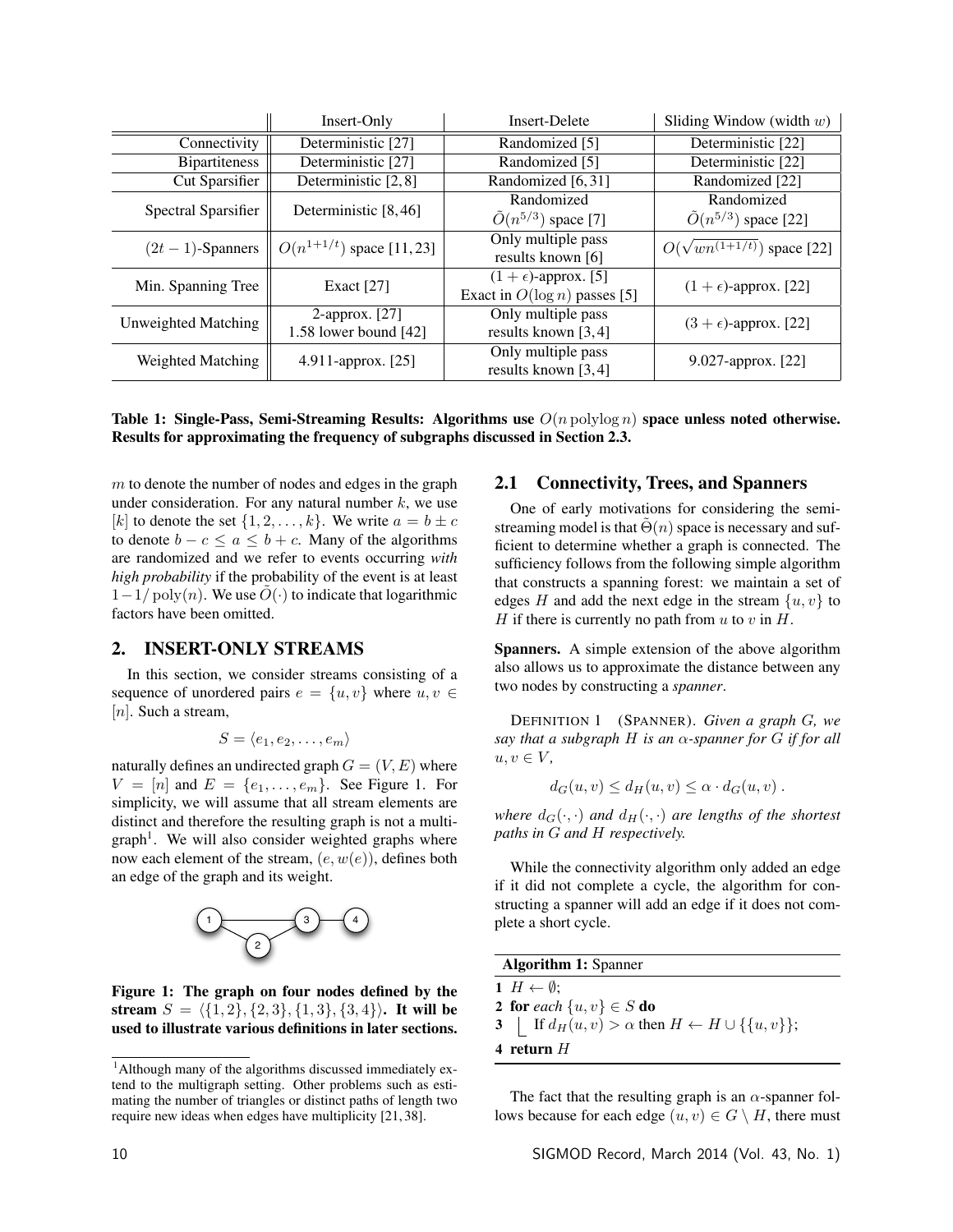| | Insert-Only | Insert-Delete | Sliding Window (width $w$) |
|---|---|---|---|
| Connectivity | Deterministic [27] | Randomized [5] | Deterministic [22] |
| Bipartiteness | Deterministic [27] | Randomized [5] | Deterministic [22] |
| Cut Sparsifier | Deterministic [2,8] | Randomized [6,31] | Randomized [22] |
| Spectral Sparsifier | Deterministic [8,46] | Randomized $\tilde{O}(n^{5/3})$ space [7] | Randomized $\tilde{O}(n^{5/3})$ space [22] |
| $(2t-1)$-Spanners | $O(n^{1+1/t})$ space [11,23] | Only multiple pass results known [6] | $O(\sqrt{wn^{(1+1/t)}})$ space [22] |
| Min. Spanning Tree | Exact [27] | $(1+\epsilon)$-approx. [5] Exact in $O(\log n)$ passes [5] | $(1+\epsilon)$-approx. [22] |
| Unweighted Matching | 2-approx. [27] 1.58 lower bound [42] | Only multiple pass results known [3,4] | $(3+\epsilon)$-approx. [22] |
| Weighted Matching | 4.911-approx. [25] | Only multiple pass results known [3,4] | 9.027-approx. [22] |

**Table 1: Single-Pass, Semi-Streaming Results: Algorithms use $O(n \operatorname{polylog} n)$ space unless noted otherwise. Results for approximating the frequency of subgraphs discussed in Section 2.3.**

$m$ to denote the number of nodes and edges in the graph under consideration. For any natural number $k$, we use $[k]$ to denote the set $\{1, 2, \ldots, k\}$. We write $a = b \pm c$ to denote $b - c \leq a \leq b + c$. Many of the algorithms are randomized and we refer to events occurring *with high probability* if the probability of the event is at least $1 - 1/\operatorname{poly}(n)$. We use $\tilde{O}(\cdot)$ to indicate that logarithmic factors have been omitted.

## 2. INSERT-ONLY STREAMS

In this section, we consider streams consisting of a sequence of unordered pairs $e = \{u, v\}$ where $u, v \in [n]$. Such a stream,

$$S = \langle e_1, e_2, \ldots, e_m \rangle$$

naturally defines an undirected graph $G = (V, E)$ where $V = [n]$ and $E = \{e_1, \ldots, e_m\}$. See Figure 1. For simplicity, we will assume that all stream elements are distinct and therefore the resulting graph is not a multigraph[1]. We will also consider weighted graphs where now each element of the stream, $(e, w(e))$, defines both an edge of the graph and its weight.

**Figure 1: The graph on four nodes defined by the stream $S = \langle \{1,2\}, \{2,3\}, \{1,3\}, \{3,4\} \rangle$. It will be used to illustrate various definitions in later sections.**

[1]Although many of the algorithms discussed immediately extend to the multigraph setting. Other problems such as estimating the number of triangles or distinct paths of length two require new ideas when edges have multiplicity [21,38].

### 2.1 Connectivity, Trees, and Spanners

One of early motivations for considering the semi-streaming model is that $\tilde{\Theta}(n)$ space is necessary and sufficient to determine whether a graph is connected. The sufficiency follows from the following simple algorithm that constructs a spanning forest: we maintain a set of edges $H$ and add the next edge in the stream $\{u, v\}$ to $H$ if there is currently no path from $u$ to $v$ in $H$.

**Spanners.** A simple extension of the above algorithm also allows us to approximate the distance between any two nodes by constructing a *spanner*.

DEFINITION 1 (SPANNER). *Given a graph $G$, we say that a subgraph $H$ is an $\alpha$-spanner for $G$ if for all $u, v \in V$,*

$$d_G(u, v) \leq d_H(u, v) \leq \alpha \cdot d_G(u, v) .$$

*where $d_G(\cdot, \cdot)$ and $d_H(\cdot, \cdot)$ are lengths of the shortest paths in $G$ and $H$ respectively.*

While the connectivity algorithm only added an edge if it did not complete a cycle, the algorithm for constructing a spanner will add an edge if it does not complete a short cycle.

**Algorithm 1:** Spanner

```
1 H ← ∅;
2 for each {u, v} ∈ S do
3   If d_H(u, v) > α then H ← H ∪ {{u, v}};
4 return H
```

The fact that the resulting graph is an $\alpha$-spanner follows because for each edge $(u, v) \in G \setminus H$, there must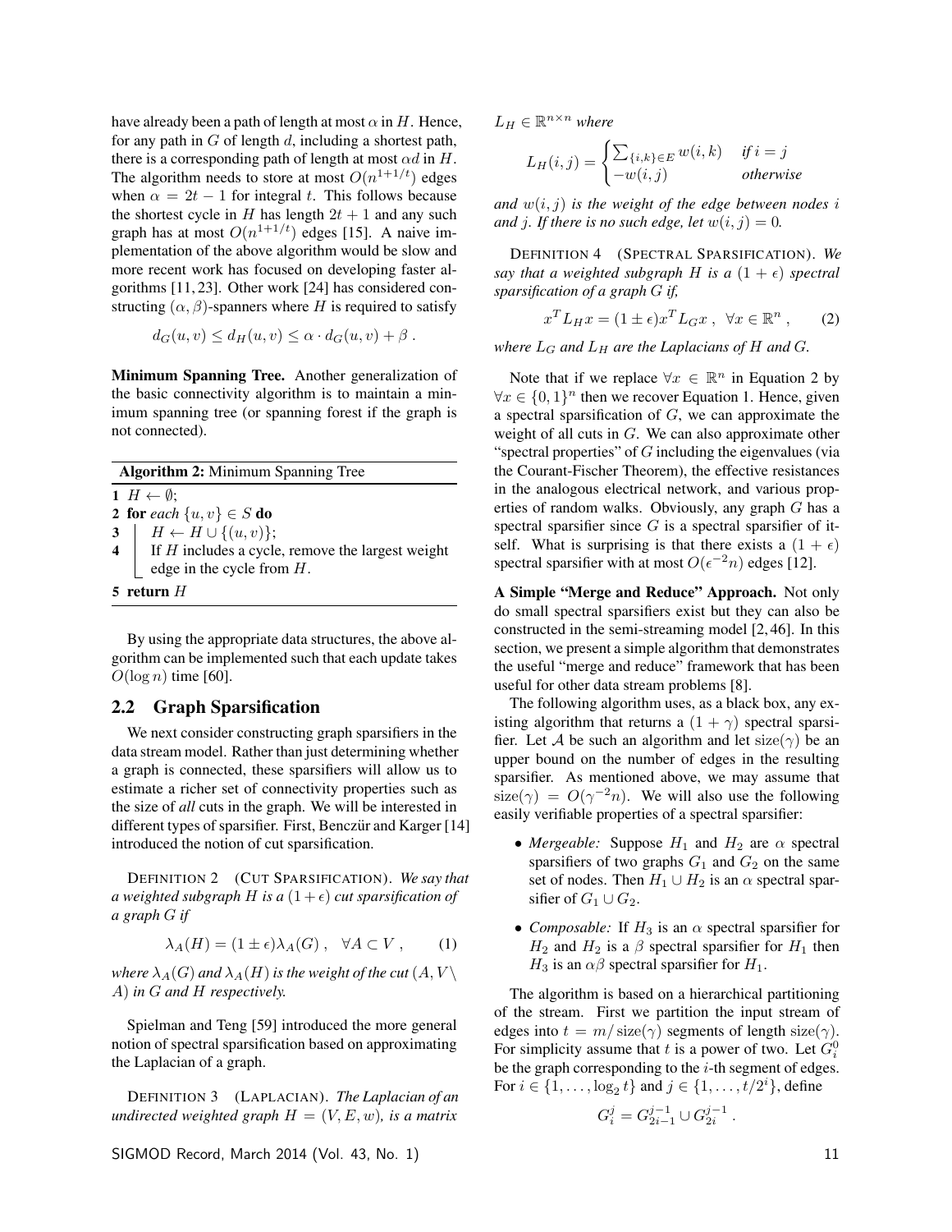have already been a path of length at most $\alpha$ in $H$. Hence, for any path in $G$ of length $d$, including a shortest path, there is a corresponding path of length at most $\alpha d$ in $H$. The algorithm needs to store at most $O(n^{1+1/t})$ edges when $\alpha = 2t - 1$ for integral $t$. This follows because the shortest cycle in $H$ has length $2t + 1$ and any such graph has at most $O(n^{1+1/t})$ edges [15]. A naive implementation of the above algorithm would be slow and more recent work has focused on developing faster algorithms [11, 23]. Other work [24] has considered constructing $(\alpha, \beta)$-spanners where $H$ is required to satisfy

$$d_G(u, v) \le d_H(u, v) \le \alpha \cdot d_G(u, v) + \beta .$$

**Minimum Spanning Tree.** Another generalization of the basic connectivity algorithm is to maintain a minimum spanning tree (or spanning forest if the graph is not connected).

**Algorithm 2:** Minimum Spanning Tree

```
1 H ← ∅;
2 for each {u, v} ∈ S do
3     H ← H ∪ {(u, v)};
4     If H includes a cycle, remove the largest weight
      edge in the cycle from H.
5 return H
```

By using the appropriate data structures, the above algorithm can be implemented such that each update takes $O(\log n)$ time [60].

## 2.2 Graph Sparsification

We next consider constructing graph sparsifiers in the data stream model. Rather than just determining whether a graph is connected, these sparsifiers will allow us to estimate a richer set of connectivity properties such as the size of *all* cuts in the graph. We will be interested in different types of sparsifier. First, Benczür and Karger [14] introduced the notion of cut sparsification.

DEFINITION 2 (CUT SPARSIFICATION). *We say that a weighted subgraph $H$ is a $(1+\epsilon)$ cut sparsification of a graph $G$ if*

$$\lambda_A(H) = (1 \pm \epsilon)\lambda_A(G) , \quad \forall A \subset V , \qquad (1)$$

*where $\lambda_A(G)$ and $\lambda_A(H)$ is the weight of the cut $(A, V \setminus A)$ in $G$ and $H$ respectively.*

Spielman and Teng [59] introduced the more general notion of spectral sparsification based on approximating the Laplacian of a graph.

DEFINITION 3 (LAPLACIAN). *The Laplacian of an undirected weighted graph $H = (V, E, w)$, is a matrix $L_H \in \mathbb{R}^{n \times n}$ where*

$$L_H(i, j) = \begin{cases} \sum_{\{i,k\} \in E} w(i, k) & \text{if } i = j \\ -w(i, j) & \text{otherwise} \end{cases}$$

*and $w(i, j)$ is the weight of the edge between nodes $i$ and $j$. If there is no such edge, let $w(i, j) = 0$.*

DEFINITION 4 (SPECTRAL SPARSIFICATION). *We say that a weighted subgraph $H$ is a $(1+\epsilon)$ spectral sparsification of a graph $G$ if,*

$$x^T L_H x = (1 \pm \epsilon) x^T L_G x , \quad \forall x \in \mathbb{R}^n , \qquad (2)$$

*where $L_G$ and $L_H$ are the Laplacians of $H$ and $G$.*

Note that if we replace $\forall x \in \mathbb{R}^n$ in Equation 2 by $\forall x \in \{0, 1\}^n$ then we recover Equation 1. Hence, given a spectral sparsification of $G$, we can approximate the weight of all cuts in $G$. We can also approximate other "spectral properties" of $G$ including the eigenvalues (via the Courant-Fischer Theorem), the effective resistances in the analogous electrical network, and various properties of random walks. Obviously, any graph $G$ has a spectral sparsifier since $G$ is a spectral sparsifier of itself. What is surprising is that there exists a $(1+\epsilon)$ spectral sparsifier with at most $O(\epsilon^{-2} n)$ edges [12].

**A Simple "Merge and Reduce" Approach.** Not only do small spectral sparsifiers exist but they can also be constructed in the semi-streaming model [2, 46]. In this section, we present a simple algorithm that demonstrates the useful "merge and reduce" framework that has been useful for other data stream problems [8].

The following algorithm uses, as a black box, any existing algorithm that returns a $(1+\gamma)$ spectral sparsifier. Let $\mathcal{A}$ be such an algorithm and let $\text{size}(\gamma)$ be an upper bound on the number of edges in the resulting sparsifier. As mentioned above, we may assume that $\text{size}(\gamma) = O(\gamma^{-2} n)$. We will also use the following easily verifiable properties of a spectral sparsifier:

- *Mergeable:* Suppose $H_1$ and $H_2$ are $\alpha$ spectral sparsifiers of two graphs $G_1$ and $G_2$ on the same set of nodes. Then $H_1 \cup H_2$ is an $\alpha$ spectral sparsifier of $G_1 \cup G_2$.
- *Composable:* If $H_3$ is an $\alpha$ spectral sparsifier for $H_2$ and $H_2$ is a $\beta$ spectral sparsifier for $H_1$ then $H_3$ is an $\alpha\beta$ spectral sparsifier for $H_1$.

The algorithm is based on a hierarchical partitioning of the stream. First we partition the input stream of edges into $t = m/\text{size}(\gamma)$ segments of length $\text{size}(\gamma)$. For simplicity assume that $t$ is a power of two. Let $G_i^0$ be the graph corresponding to the $i$-th segment of edges. For $i \in \{1, \ldots, \log_2 t\}$ and $j \in \{1, \ldots, t/2^i\}$, define

$$G_i^j = G_{2i-1}^{j-1} \cup G_{2i}^{j-1} .$$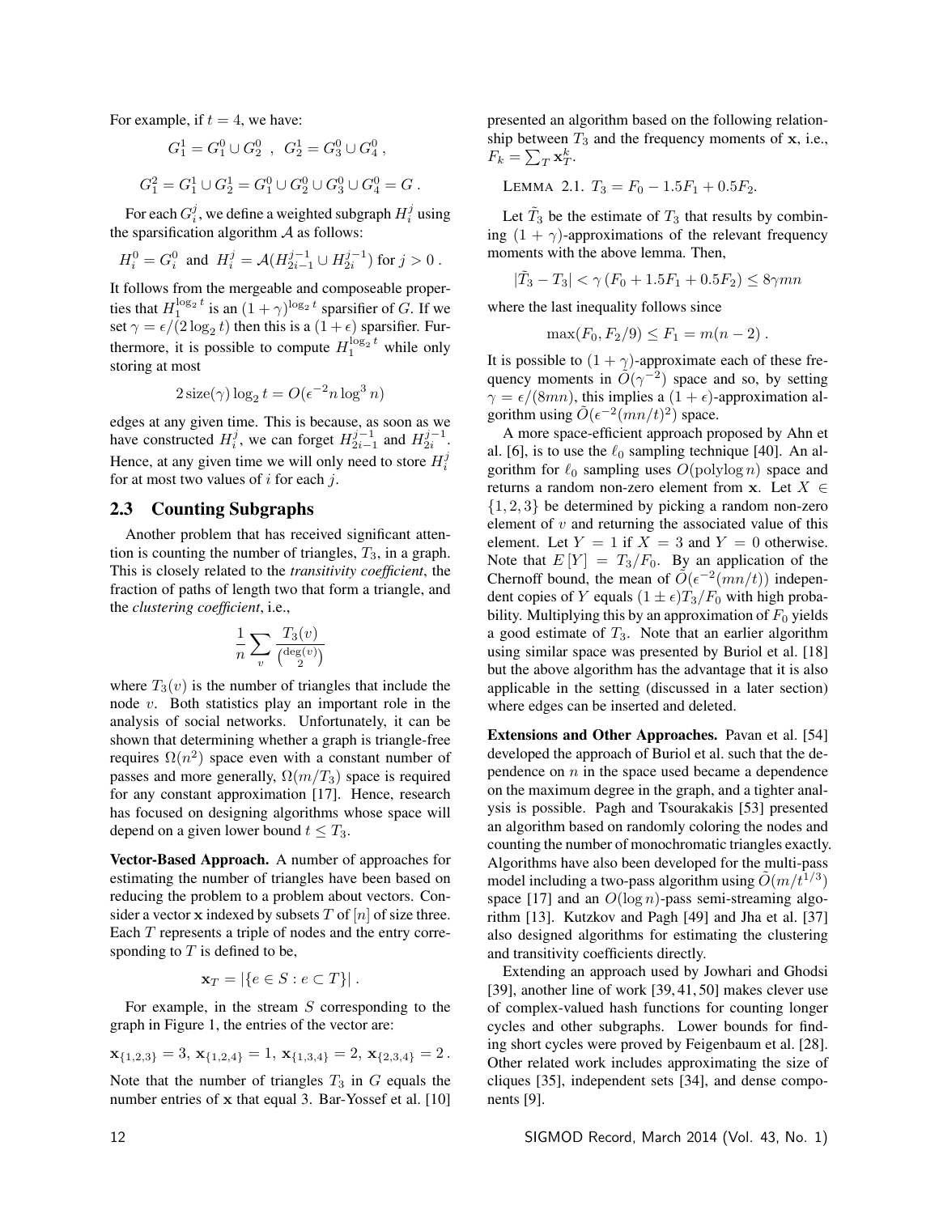For example, if $t = 4$, we have:

$$G_1^1 = G_1^0 \cup G_2^0 \ , \ \ G_2^1 = G_3^0 \cup G_4^0 \ ,$$

$$G_1^2 = G_1^1 \cup G_2^1 = G_1^0 \cup G_2^0 \cup G_3^0 \cup G_4^0 = G \ .$$

For each $G_i^j$, we define a weighted subgraph $H_i^j$ using the sparsification algorithm $\mathcal{A}$ as follows:

$$H_i^0 = G_i^0 \ \text{ and } \ H_i^j = \mathcal{A}(H_{2i-1}^{j-1} \cup H_{2i}^{j-1}) \text{ for } j > 0 \ .$$

It follows from the mergeable and composeable properties that $H_1^{\log_2 t}$ is an $(1+\gamma)^{\log_2 t}$ sparsifier of $G$. If we set $\gamma = \epsilon/(2 \log_2 t)$ then this is a $(1+\epsilon)$ sparsifier. Furthermore, it is possible to compute $H_1^{\log_2 t}$ while only storing at most

$$2 \, \text{size}(\gamma) \log_2 t = O(\epsilon^{-2} n \log^3 n)$$

edges at any given time. This is because, as soon as we have constructed $H_i^j$, we can forget $H_{2i-1}^{j-1}$ and $H_{2i}^{j-1}$. Hence, at any given time we will only need to store $H_i^j$ for at most two values of $i$ for each $j$.

## 2.3 Counting Subgraphs

Another problem that has received significant attention is counting the number of triangles, $T_3$, in a graph. This is closely related to the *transitivity coefficient*, the fraction of paths of length two that form a triangle, and the *clustering coefficient*, i.e.,

$$\frac{1}{n} \sum_v \frac{T_3(v)}{\binom{\deg(v)}{2}}$$

where $T_3(v)$ is the number of triangles that include the node $v$. Both statistics play an important role in the analysis of social networks. Unfortunately, it can be shown that determining whether a graph is triangle-free requires $\Omega(n^2)$ space even with a constant number of passes and more generally, $\Omega(m/T_3)$ space is required for any constant approximation [17]. Hence, research has focused on designing algorithms whose space will depend on a given lower bound $t \leq T_3$.

**Vector-Based Approach.** A number of approaches for estimating the number of triangles have been based on reducing the problem to a problem about vectors. Consider a vector $\mathbf{x}$ indexed by subsets $T$ of $[n]$ of size three. Each $T$ represents a triple of nodes and the entry corresponding to $T$ is defined to be,

$$\mathbf{x}_T = |\{e \in S : e \subset T\}| \ .$$

For example, in the stream $S$ corresponding to the graph in Figure 1, the entries of the vector are:

$$\mathbf{x}_{\{1,2,3\}} = 3, \, \mathbf{x}_{\{1,2,4\}} = 1, \, \mathbf{x}_{\{1,3,4\}} = 2, \, \mathbf{x}_{\{2,3,4\}} = 2 \, .$$

Note that the number of triangles $T_3$ in $G$ equals the number entries of $\mathbf{x}$ that equal 3. Bar-Yossef et al. [10] presented an algorithm based on the following relationship between $T_3$ and the frequency moments of $\mathbf{x}$, i.e., $F_k = \sum_T \mathbf{x}_T^k$.

LEMMA 2.1. $T_3 = F_0 - 1.5F_1 + 0.5F_2$.

Let $\tilde{T}_3$ be the estimate of $T_3$ that results by combining $(1+\gamma)$-approximations of the relevant frequency moments with the above lemma. Then,

$$|\tilde{T}_3 - T_3| < \gamma \, (F_0 + 1.5F_1 + 0.5F_2) \leq 8\gamma mn$$

where the last inequality follows since

$$\max(F_0, F_2/9) \leq F_1 = m(n-2) \ .$$

It is possible to $(1+\gamma)$-approximate each of these frequency moments in $\tilde{O}(\gamma^{-2})$ space and so, by setting $\gamma = \epsilon/(8mn)$, this implies a $(1+\epsilon)$-approximation algorithm using $\tilde{O}(\epsilon^{-2}(mn/t)^2)$ space.

A more space-efficient approach proposed by Ahn et al. [6], is to use the $\ell_0$ sampling technique [40]. An algorithm for $\ell_0$ sampling uses $O(\text{polylog}\, n)$ space and returns a random non-zero element from $\mathbf{x}$. Let $X \in \{1, 2, 3\}$ be determined by picking a random non-zero element of $v$ and returning the associated value of this element. Let $Y = 1$ if $X = 3$ and $Y = 0$ otherwise. Note that $E[Y] = T_3/F_0$. By an application of the Chernoff bound, the mean of $\tilde{O}(\epsilon^{-2}(mn/t))$ independent copies of $Y$ equals $(1 \pm \epsilon) T_3/F_0$ with high probability. Multiplying this by an approximation of $F_0$ yields a good estimate of $T_3$. Note that an earlier algorithm using similar space was presented by Buriol et al. [18] but the above algorithm has the advantage that it is also applicable in the setting (discussed in a later section) where edges can be inserted and deleted.

**Extensions and Other Approaches.** Pavan et al. [54] developed the approach of Buriol et al. such that the dependence on $n$ in the space used became a dependence on the maximum degree in the graph, and a tighter analysis is possible. Pagh and Tsourakakis [53] presented an algorithm based on randomly coloring the nodes and counting the number of monochromatic triangles exactly. Algorithms have also been developed for the multi-pass model including a two-pass algorithm using $\tilde{O}(m/t^{1/3})$ space [17] and an $O(\log n)$-pass semi-streaming algorithm [13]. Kutzkov and Pagh [49] and Jha et al. [37] also designed algorithms for estimating the clustering and transitivity coefficients directly.

Extending an approach used by Jowhari and Ghodsi [39], another line of work [39, 41, 50] makes clever use of complex-valued hash functions for counting longer cycles and other subgraphs. Lower bounds for finding short cycles were proved by Feigenbaum et al. [28]. Other related work includes approximating the size of cliques [35], independent sets [34], and dense components [9].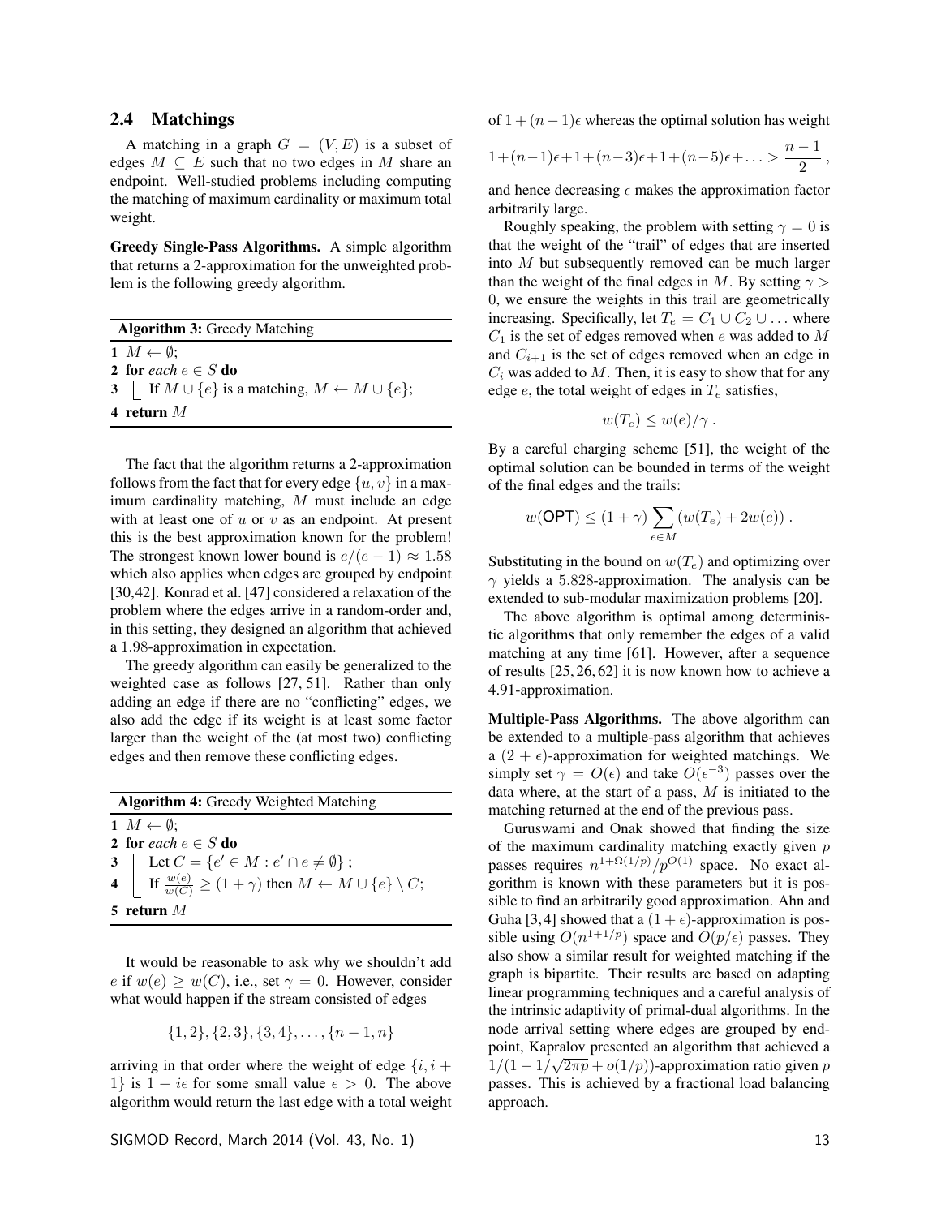### 2.4 Matchings

A matching in a graph $G = (V, E)$ is a subset of edges $M \subseteq E$ such that no two edges in $M$ share an endpoint. Well-studied problems including computing the matching of maximum cardinality or maximum total weight.

**Greedy Single-Pass Algorithms.** A simple algorithm that returns a 2-approximation for the unweighted problem is the following greedy algorithm.

```
Algorithm 3: Greedy Matching
1 M ← ∅;
2 for each e ∈ S do
3     If M ∪ {e} is a matching, M ← M ∪ {e};
4 return M
```

The fact that the algorithm returns a 2-approximation follows from the fact that for every edge $\{u, v\}$ in a maximum cardinality matching, $M$ must include an edge with at least one of $u$ or $v$ as an endpoint. At present this is the best approximation known for the problem! The strongest known lower bound is $e/(e-1) \approx 1.58$ which also applies when edges are grouped by endpoint [30,42]. Konrad et al. [47] considered a relaxation of the problem where the edges arrive in a random-order and, in this setting, they designed an algorithm that achieved a 1.98-approximation in expectation.

The greedy algorithm can easily be generalized to the weighted case as follows [27, 51]. Rather than only adding an edge if there are no "conflicting" edges, we also add the edge if its weight is at least some factor larger than the weight of the (at most two) conflicting edges and then remove these conflicting edges.

```
Algorithm 4: Greedy Weighted Matching
1 M ← ∅;
2 for each e ∈ S do
3     Let C = {e' ∈ M : e' ∩ e ≠ ∅} ;
4     If w(e)/w(C) ≥ (1 + γ) then M ← M ∪ {e} \ C;
5 return M
```

It would be reasonable to ask why we shouldn't add $e$ if $w(e) \geq w(C)$, i.e., set $\gamma = 0$. However, consider what would happen if the stream consisted of edges

$$\{1, 2\}, \{2, 3\}, \{3, 4\}, \ldots, \{n-1, n\}$$

arriving in that order where the weight of edge $\{i, i+1\}$ is $1 + i\epsilon$ for some small value $\epsilon > 0$. The above algorithm would return the last edge with a total weight of $1 + (n-1)\epsilon$ whereas the optimal solution has weight

$$1+(n-1)\epsilon+1+(n-3)\epsilon+1+(n-5)\epsilon+\ldots > \frac{n-1}{2},$$

and hence decreasing $\epsilon$ makes the approximation factor arbitrarily large.

Roughly speaking, the problem with setting $\gamma = 0$ is that the weight of the "trail" of edges that are inserted into $M$ but subsequently removed can be much larger than the weight of the final edges in $M$. By setting $\gamma > 0$, we ensure the weights in this trail are geometrically increasing. Specifically, let $T_e = C_1 \cup C_2 \cup \ldots$ where $C_1$ is the set of edges removed when $e$ was added to $M$ and $C_{i+1}$ is the set of edges removed when an edge in $C_i$ was added to $M$. Then, it is easy to show that for any edge $e$, the total weight of edges in $T_e$ satisfies,

$$w(T_e) \leq w(e)/\gamma .$$

By a careful charging scheme [51], the weight of the optimal solution can be bounded in terms of the weight of the final edges and the trails:

$$w(\mathsf{OPT}) \leq (1+\gamma) \sum_{e \in M} (w(T_e) + 2w(e)) .$$

Substituting in the bound on $w(T_e)$ and optimizing over $\gamma$ yields a 5.828-approximation. The analysis can be extended to sub-modular maximization problems [20].

The above algorithm is optimal among deterministic algorithms that only remember the edges of a valid matching at any time [61]. However, after a sequence of results [25, 26, 62] it is now known how to achieve a 4.91-approximation.

**Multiple-Pass Algorithms.** The above algorithm can be extended to a multiple-pass algorithm that achieves a $(2 + \epsilon)$-approximation for weighted matchings. We simply set $\gamma = O(\epsilon)$ and take $O(\epsilon^{-3})$ passes over the data where, at the start of a pass, $M$ is initiated to the matching returned at the end of the previous pass.

Guruswami and Onak showed that finding the size of the maximum cardinality matching exactly given $p$ passes requires $n^{1+\Omega(1/p)}/p^{O(1)}$ space. No exact algorithm is known with these parameters but it is possible to find an arbitrarily good approximation. Ahn and Guha [3, 4] showed that a $(1 + \epsilon)$-approximation is possible using $O(n^{1+1/p})$ space and $O(p/\epsilon)$ passes. They also show a similar result for weighted matching if the graph is bipartite. Their results are based on adapting linear programming techniques and a careful analysis of the intrinsic adaptivity of primal-dual algorithms. In the node arrival setting where edges are grouped by endpoint, Kapralov presented an algorithm that achieved a $1/(1 - 1/\sqrt{2\pi p} + o(1/p))$-approximation ratio given $p$ passes. This is achieved by a fractional load balancing approach.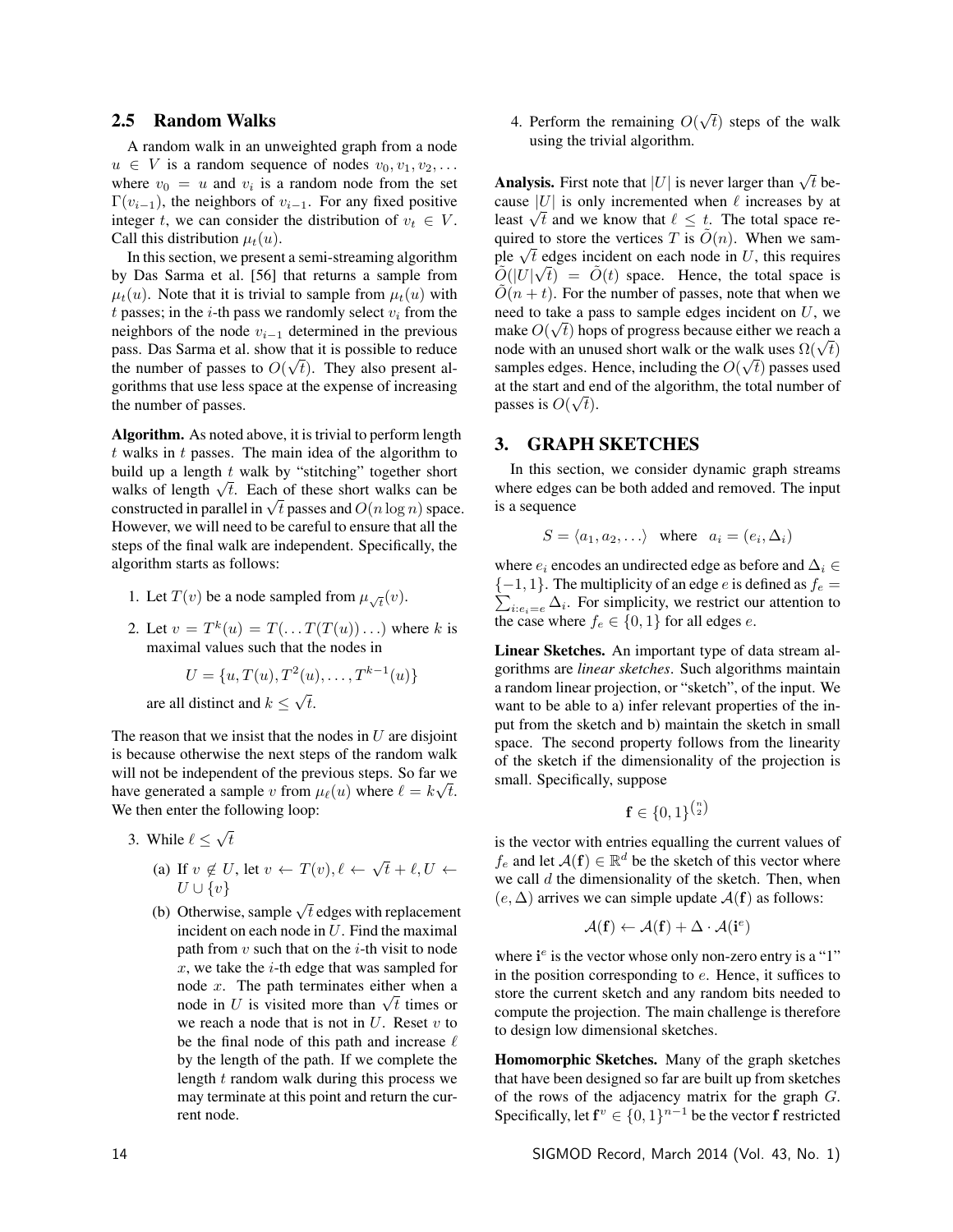## 2.5 Random Walks

A random walk in an unweighted graph from a node $u \in V$ is a random sequence of nodes $v_0, v_1, v_2, \ldots$ where $v_0 = u$ and $v_i$ is a random node from the set $\Gamma(v_{i-1})$, the neighbors of $v_{i-1}$. For any fixed positive integer $t$, we can consider the distribution of $v_t \in V$. Call this distribution $\mu_t(u)$.

In this section, we present a semi-streaming algorithm by Das Sarma et al. [56] that returns a sample from $\mu_t(u)$. Note that it is trivial to sample from $\mu_t(u)$ with $t$ passes; in the $i$-th pass we randomly select $v_i$ from the neighbors of the node $v_{i-1}$ determined in the previous pass. Das Sarma et al. show that it is possible to reduce the number of passes to $O(\sqrt{t})$. They also present algorithms that use less space at the expense of increasing the number of passes.

**Algorithm.** As noted above, it is trivial to perform length $t$ walks in $t$ passes. The main idea of the algorithm to build up a length $t$ walk by "stitching" together short walks of length $\sqrt{t}$. Each of these short walks can be constructed in parallel in $\sqrt{t}$ passes and $O(n \log n)$ space. However, we will need to be careful to ensure that all the steps of the final walk are independent. Specifically, the algorithm starts as follows:

1. Let $T(v)$ be a node sampled from $\mu_{\sqrt{t}}(v)$.
2. Let $v = T^k(u) = T(\ldots T(T(u))\ldots)$ where $k$ is maximal values such that the nodes in
$$U = \{u, T(u), T^2(u), \ldots, T^{k-1}(u)\}$$
are all distinct and $k \leq \sqrt{t}$.

The reason that we insist that the nodes in $U$ are disjoint is because otherwise the next steps of the random walk will not be independent of the previous steps. So far we have generated a sample $v$ from $\mu_\ell(u)$ where $\ell = k\sqrt{t}$. We then enter the following loop:

3. While $\ell \leq \sqrt{t}$
   (a) If $v \notin U$, let $v \leftarrow T(v), \ell \leftarrow \sqrt{t} + \ell, U \leftarrow U \cup \{v\}$
   (b) Otherwise, sample $\sqrt{t}$ edges with replacement incident on each node in $U$. Find the maximal path from $v$ such that on the $i$-th visit to node $x$, we take the $i$-th edge that was sampled for node $x$. The path terminates either when a node in $U$ is visited more than $\sqrt{t}$ times or we reach a node that is not in $U$. Reset $v$ to be the final node of this path and increase $\ell$ by the length of the path. If we complete the length $t$ random walk during this process we may terminate at this point and return the current node.
4. Perform the remaining $O(\sqrt{t})$ steps of the walk using the trivial algorithm.

**Analysis.** First note that $|U|$ is never larger than $\sqrt{t}$ because $|U|$ is only incremented when $\ell$ increases by at least $\sqrt{t}$ and we know that $\ell \leq t$. The total space required to store the vertices $T$ is $\tilde{O}(n)$. When we sample $\sqrt{t}$ edges incident on each node in $U$, this requires $\tilde{O}(|U|\sqrt{t}) = \tilde{O}(t)$ space. Hence, the total space is $\tilde{O}(n + t)$. For the number of passes, note that when we need to take a pass to sample edges incident on $U$, we make $O(\sqrt{t})$ hops of progress because either we reach a node with an unused short walk or the walk uses $\Omega(\sqrt{t})$ samples edges. Hence, including the $O(\sqrt{t})$ passes used at the start and end of the algorithm, the total number of passes is $O(\sqrt{t})$.

# 3. GRAPH SKETCHES

In this section, we consider dynamic graph streams where edges can be both added and removed. The input is a sequence

$$S = \langle a_1, a_2, \ldots \rangle \quad \text{where} \quad a_i = (e_i, \Delta_i)$$

where $e_i$ encodes an undirected edge as before and $\Delta_i \in \{-1, 1\}$. The multiplicity of an edge $e$ is defined as $f_e = \sum_{i:e_i=e} \Delta_i$. For simplicity, we restrict our attention to the case where $f_e \in \{0, 1\}$ for all edges $e$.

**Linear Sketches.** An important type of data stream algorithms are *linear sketches*. Such algorithms maintain a random linear projection, or "sketch", of the input. We want to be able to a) infer relevant properties of the input from the sketch and b) maintain the sketch in small space. The second property follows from the linearity of the sketch if the dimensionality of the projection is small. Specifically, suppose

$$\mathbf{f} \in \{0, 1\}^{\binom{n}{2}}$$

is the vector with entries equalling the current values of $f_e$ and let $\mathcal{A}(\mathbf{f}) \in \mathbb{R}^d$ be the sketch of this vector where we call $d$ the dimensionality of the sketch. Then, when $(e, \Delta)$ arrives we can simple update $\mathcal{A}(\mathbf{f})$ as follows:

$$\mathcal{A}(\mathbf{f}) \leftarrow \mathcal{A}(\mathbf{f}) + \Delta \cdot \mathcal{A}(\mathbf{i}^e)$$

where $\mathbf{i}^e$ is the vector whose only non-zero entry is a "1" in the position corresponding to $e$. Hence, it suffices to store the current sketch and any random bits needed to compute the projection. The main challenge is therefore to design low dimensional sketches.

**Homomorphic Sketches.** Many of the graph sketches that have been designed so far are built up from sketches of the rows of the adjacency matrix for the graph $G$. Specifically, let $\mathbf{f}^v \in \{0, 1\}^{n-1}$ be the vector $\mathbf{f}$ restricted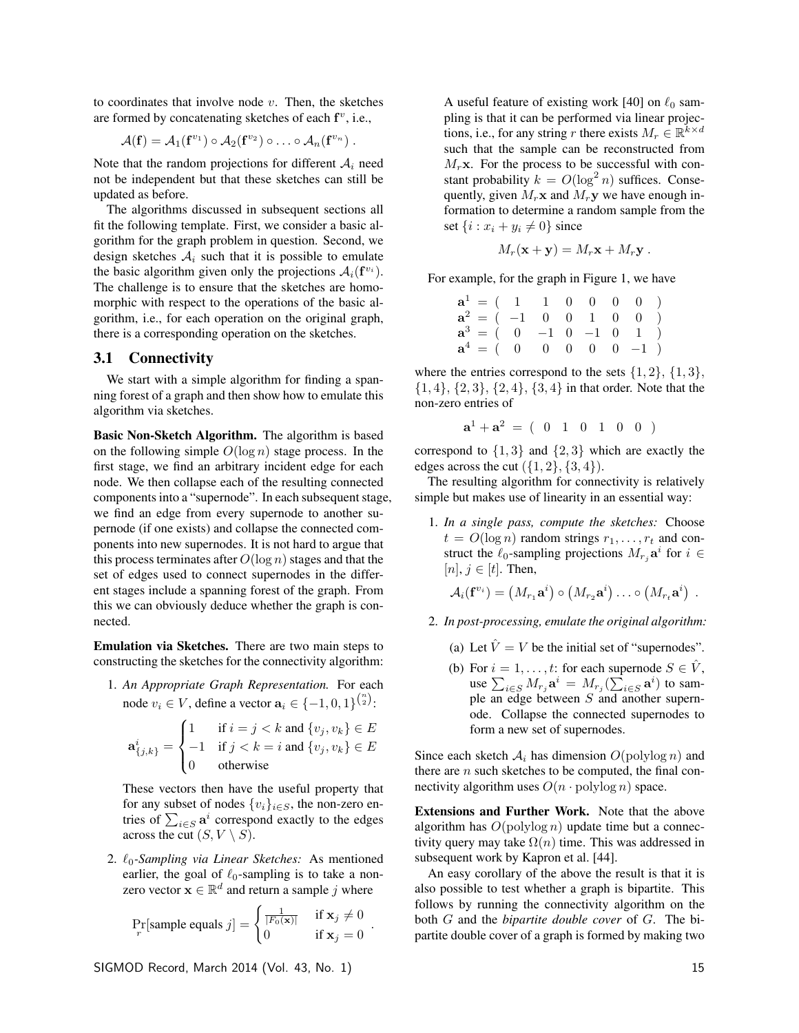to coordinates that involve node $v$. Then, the sketches are formed by concatenating sketches of each $\mathbf{f}^v$, i.e.,

$$\mathcal{A}(\mathbf{f}) = \mathcal{A}_1(\mathbf{f}^{v_1}) \circ \mathcal{A}_2(\mathbf{f}^{v_2}) \circ \ldots \circ \mathcal{A}_n(\mathbf{f}^{v_n}) .$$

Note that the random projections for different $\mathcal{A}_i$ need not be independent but that these sketches can still be updated as before.

The algorithms discussed in subsequent sections all fit the following template. First, we consider a basic algorithm for the graph problem in question. Second, we design sketches $\mathcal{A}_i$ such that it is possible to emulate the basic algorithm given only the projections $\mathcal{A}_i(\mathbf{f}^{v_i})$. The challenge is to ensure that the sketches are homomorphic with respect to the operations of the basic algorithm, i.e., for each operation on the original graph, there is a corresponding operation on the sketches.

## 3.1 Connectivity

We start with a simple algorithm for finding a spanning forest of a graph and then show how to emulate this algorithm via sketches.

**Basic Non-Sketch Algorithm.** The algorithm is based on the following simple $O(\log n)$ stage process. In the first stage, we find an arbitrary incident edge for each node. We then collapse each of the resulting connected components into a "supernode". In each subsequent stage, we find an edge from every supernode to another supernode (if one exists) and collapse the connected components into new supernodes. It is not hard to argue that this process terminates after $O(\log n)$ stages and that the set of edges used to connect supernodes in the different stages include a spanning forest of the graph. From this we can obviously deduce whether the graph is connected.

**Emulation via Sketches.** There are two main steps to constructing the sketches for the connectivity algorithm:

1. *An Appropriate Graph Representation.* For each node $v_i \in V$, define a vector $\mathbf{a}_i \in \{-1, 0, 1\}^{\binom{n}{2}}$:

   $$\mathbf{a}^i_{\{j,k\}} = \begin{cases} 1 & \text{if } i = j < k \text{ and } \{v_j, v_k\} \in E \\ -1 & \text{if } j < k = i \text{ and } \{v_j, v_k\} \in E \\ 0 & \text{otherwise} \end{cases}$$

   These vectors then have the useful property that for any subset of nodes $\{v_i\}_{i \in S}$, the non-zero entries of $\sum_{i \in S} \mathbf{a}^i$ correspond exactly to the edges across the cut $(S, V \setminus S)$.

2. *$\ell_0$-Sampling via Linear Sketches:* As mentioned earlier, the goal of $\ell_0$-sampling is to take a non-zero vector $\mathbf{x} \in \mathbb{R}^d$ and return a sample $j$ where

   $$\Pr_r[\text{sample equals } j] = \begin{cases} \frac{1}{|F_0(\mathbf{x})|} & \text{if } \mathbf{x}_j \neq 0 \\ 0 & \text{if } \mathbf{x}_j = 0 \end{cases} .$$

   A useful feature of existing work [40] on $\ell_0$ sampling is that it can be performed via linear projections, i.e., for any string $r$ there exists $M_r \in \mathbb{R}^{k \times d}$ such that the sample can be reconstructed from $M_r \mathbf{x}$. For the process to be successful with constant probability $k = O(\log^2 n)$ suffices. Consequently, given $M_r \mathbf{x}$ and $M_r \mathbf{y}$ we have enough information to determine a random sample from the set $\{i : x_i + y_i \neq 0\}$ since

   $$M_r(\mathbf{x} + \mathbf{y}) = M_r \mathbf{x} + M_r \mathbf{y} .$$

For example, for the graph in Figure 1, we have

$$\begin{aligned}
\mathbf{a}^1 &= (\ \ 1 \quad\ 1 \quad 0 \quad\ 0 \quad 0 \quad\ 0\ \ ) \\
\mathbf{a}^2 &= (\ -1 \quad 0 \quad 0 \quad\ 1 \quad 0 \quad\ 0\ \ ) \\
\mathbf{a}^3 &= (\ \ 0 \ \ -1 \quad 0 \ \ -1 \quad 0 \quad\ 1\ \ ) \\
\mathbf{a}^4 &= (\ \ 0 \quad\ 0 \quad 0 \quad\ 0 \quad 0 \ \ -1\ \ )
\end{aligned}$$

where the entries correspond to the sets $\{1,2\}$, $\{1,3\}$, $\{1,4\}$, $\{2,3\}$, $\{2,4\}$, $\{3,4\}$ in that order. Note that the non-zero entries of

$$\mathbf{a}^1 + \mathbf{a}^2 = (\ 0 \quad 1 \quad 0 \quad 1 \quad 0 \quad 0\ )$$

correspond to $\{1,3\}$ and $\{2,3\}$ which are exactly the edges across the cut $(\{1,2\},\{3,4\})$.

The resulting algorithm for connectivity is relatively simple but makes use of linearity in an essential way:

1. *In a single pass, compute the sketches:* Choose $t = O(\log n)$ random strings $r_1, \ldots, r_t$ and construct the $\ell_0$-sampling projections $M_{r_j} \mathbf{a}^i$ for $i \in [n]$, $j \in [t]$. Then,

   $$\mathcal{A}_i(\mathbf{f}^{v_i}) = \left(M_{r_1} \mathbf{a}^i\right) \circ \left(M_{r_2} \mathbf{a}^i\right) \ldots \circ \left(M_{r_t} \mathbf{a}^i\right) .$$

2. *In post-processing, emulate the original algorithm:*

   (a) Let $\hat{V} = V$ be the initial set of "supernodes".

   (b) For $i = 1, \ldots, t$: for each supernode $S \in \hat{V}$, use $\sum_{i \in S} M_{r_j} \mathbf{a}^i = M_{r_j}(\sum_{i \in S} \mathbf{a}^i)$ to sample an edge between $S$ and another supernode. Collapse the connected supernodes to form a new set of supernodes.

Since each sketch $\mathcal{A}_i$ has dimension $O(\text{polylog}\, n)$ and there are $n$ such sketches to be computed, the final connectivity algorithm uses $O(n \cdot \text{polylog}\, n)$ space.

**Extensions and Further Work.** Note that the above algorithm has $O(\text{polylog}\, n)$ update time but a connectivity query may take $\Omega(n)$ time. This was addressed in subsequent work by Kapron et al. [44].

An easy corollary of the above the result is that it is also possible to test whether a graph is bipartite. This follows by running the connectivity algorithm on the both $G$ and the *bipartite double cover* of $G$. The bipartite double cover of a graph is formed by making two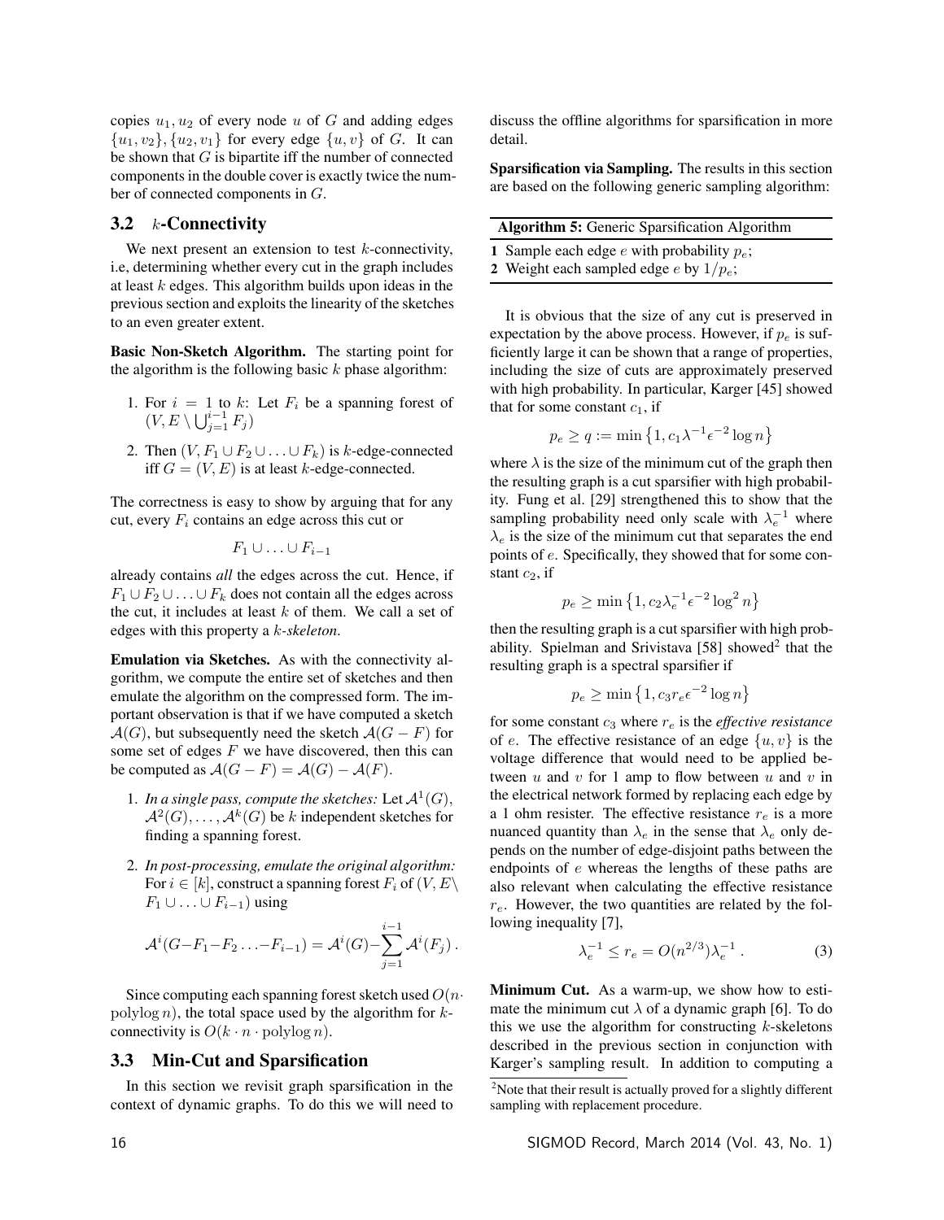copies $u_1, u_2$ of every node $u$ of $G$ and adding edges $\{u_1, v_2\}, \{u_2, v_1\}$ for every edge $\{u, v\}$ of $G$. It can be shown that $G$ is bipartite iff the number of connected components in the double cover is exactly twice the number of connected components in $G$.

### 3.2 $k$-Connectivity

We next present an extension to test $k$-connectivity, i.e, determining whether every cut in the graph includes at least $k$ edges. This algorithm builds upon ideas in the previous section and exploits the linearity of the sketches to an even greater extent.

**Basic Non-Sketch Algorithm.** The starting point for the algorithm is the following basic $k$ phase algorithm:

1. For $i = 1$ to $k$: Let $F_i$ be a spanning forest of $(V, E \setminus \bigcup_{j=1}^{i-1} F_j)$
2. Then $(V, F_1 \cup F_2 \cup \ldots \cup F_k)$ is $k$-edge-connected iff $G = (V, E)$ is at least $k$-edge-connected.

The correctness is easy to show by arguing that for any cut, every $F_i$ contains an edge across this cut or

$$F_1 \cup \ldots \cup F_{i-1}$$

already contains *all* the edges across the cut. Hence, if $F_1 \cup F_2 \cup \ldots \cup F_k$ does not contain all the edges across the cut, it includes at least $k$ of them. We call a set of edges with this property a $k$*-skeleton*.

**Emulation via Sketches.** As with the connectivity algorithm, we compute the entire set of sketches and then emulate the algorithm on the compressed form. The important observation is that if we have computed a sketch $\mathcal{A}(G)$, but subsequently need the sketch $\mathcal{A}(G - F)$ for some set of edges $F$ we have discovered, then this can be computed as $\mathcal{A}(G - F) = \mathcal{A}(G) - \mathcal{A}(F)$.

1. *In a single pass, compute the sketches:* Let $\mathcal{A}^1(G), \mathcal{A}^2(G), \ldots, \mathcal{A}^k(G)$ be $k$ independent sketches for finding a spanning forest.
2. *In post-processing, emulate the original algorithm:* For $i \in [k]$, construct a spanning forest $F_i$ of $(V, E \setminus F_1 \cup \ldots \cup F_{i-1})$ using

$$\mathcal{A}^i(G - F_1 - F_2 \ldots - F_{i-1}) = \mathcal{A}^i(G) - \sum_{j=1}^{i-1} \mathcal{A}^i(F_j) \,.$$

Since computing each spanning forest sketch used $O(n \cdot \mathrm{polylog}\, n)$, the total space used by the algorithm for $k$-connectivity is $O(k \cdot n \cdot \mathrm{polylog}\, n)$.

### 3.3 Min-Cut and Sparsification

In this section we revisit graph sparsification in the context of dynamic graphs. To do this we will need to discuss the offline algorithms for sparsification in more detail.

**Sparsification via Sampling.** The results in this section are based on the following generic sampling algorithm:

**Algorithm 5:** Generic Sparsification Algorithm

1. Sample each edge $e$ with probability $p_e$;
2. Weight each sampled edge $e$ by $1/p_e$;

It is obvious that the size of any cut is preserved in expectation by the above process. However, if $p_e$ is sufficiently large it can be shown that a range of properties, including the size of cuts are approximately preserved with high probability. In particular, Karger [45] showed that for some constant $c_1$, if

$$p_e \geq q := \min\left\{1, c_1 \lambda^{-1} \epsilon^{-2} \log n\right\}$$

where $\lambda$ is the size of the minimum cut of the graph then the resulting graph is a cut sparsifier with high probability. Fung et al. [29] strengthened this to show that the sampling probability need only scale with $\lambda_e^{-1}$ where $\lambda_e$ is the size of the minimum cut that separates the end points of $e$. Specifically, they showed that for some constant $c_2$, if

$$p_e \geq \min\left\{1, c_2 \lambda_e^{-1} \epsilon^{-2} \log^2 n\right\}$$

then the resulting graph is a cut sparsifier with high probability. Spielman and Srivistava [58] showed[2] that the resulting graph is a spectral sparsifier if

$$p_e \geq \min\left\{1, c_3 r_e \epsilon^{-2} \log n\right\}$$

for some constant $c_3$ where $r_e$ is the *effective resistance* of $e$. The effective resistance of an edge $\{u, v\}$ is the voltage difference that would need to be applied between $u$ and $v$ for 1 amp to flow between $u$ and $v$ in the electrical network formed by replacing each edge by a 1 ohm resister. The effective resistance $r_e$ is a more nuanced quantity than $\lambda_e$ in the sense that $\lambda_e$ only depends on the number of edge-disjoint paths between the endpoints of $e$ whereas the lengths of these paths are also relevant when calculating the effective resistance $r_e$. However, the two quantities are related by the following inequality [7],

$$\lambda_e^{-1} \leq r_e = O(n^{2/3}) \lambda_e^{-1} \,. \tag{3}$$

**Minimum Cut.** As a warm-up, we show how to estimate the minimum cut $\lambda$ of a dynamic graph [6]. To do this we use the algorithm for constructing $k$-skeletons described in the previous section in conjunction with Karger's sampling result. In addition to computing a

[2] Note that their result is actually proved for a slightly different sampling with replacement procedure.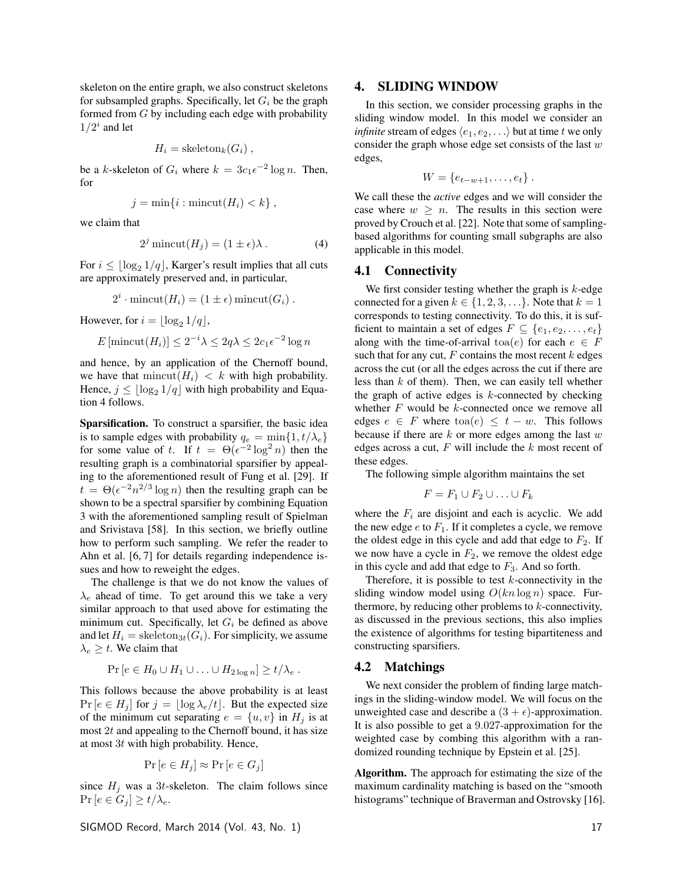skeleton on the entire graph, we also construct skeletons for subsampled graphs. Specifically, let $G_i$ be the graph formed from $G$ by including each edge with probability $1/2^i$ and let

$$H_i = \text{skeleton}_k(G_i) ,$$

be a $k$-skeleton of $G_i$ where $k = 3c_1\epsilon^{-2}\log n$. Then, for

$$j = \min\{i : \text{mincut}(H_i) < k\} ,$$

we claim that

$$2^j \,\text{mincut}(H_j) = (1 \pm \epsilon)\lambda . \tag{4}$$

For $i \leq \lfloor \log_2 1/q \rfloor$, Karger's result implies that all cuts are approximately preserved and, in particular,

$$2^i \cdot \text{mincut}(H_i) = (1 \pm \epsilon)\,\text{mincut}(G_i) .$$

However, for $i = \lfloor \log_2 1/q \rfloor$,

$$E\left[\text{mincut}(H_i)\right] \leq 2^{-i}\lambda \leq 2q\lambda \leq 2c_1\epsilon^{-2}\log n$$

and hence, by an application of the Chernoff bound, we have that $\text{mincut}(H_i) < k$ with high probability. Hence, $j \leq \lfloor \log_2 1/q \rfloor$ with high probability and Equation 4 follows.

**Sparsification.** To construct a sparsifier, the basic idea is to sample edges with probability $q_e = \min\{1, t/\lambda_e\}$ for some value of $t$. If $t = \Theta(\epsilon^{-2}\log^2 n)$ then the resulting graph is a combinatorial sparsifier by appealing to the aforementioned result of Fung et al. [29]. If $t = \Theta(\epsilon^{-2} n^{2/3}\log n)$ then the resulting graph can be shown to be a spectral sparsifier by combining Equation 3 with the aforementioned sampling result of Spielman and Srivistava [58]. In this section, we briefly outline how to perform such sampling. We refer the reader to Ahn et al. [6, 7] for details regarding independence issues and how to reweight the edges.

The challenge is that we do not know the values of $\lambda_e$ ahead of time. To get around this we take a very similar approach to that used above for estimating the minimum cut. Specifically, let $G_i$ be defined as above and let $H_i = \text{skeleton}_{3t}(G_i)$. For simplicity, we assume $\lambda_e \geq t$. We claim that

$$\Pr\left[e \in H_0 \cup H_1 \cup \ldots \cup H_{2\log n}\right] \geq t/\lambda_e .$$

This follows because the above probability is at least $\Pr\left[e \in H_j\right]$ for $j = \lfloor \log \lambda_e/t \rfloor$. But the expected size of the minimum cut separating $e = \{u, v\}$ in $H_j$ is at most $2t$ and appealing to the Chernoff bound, it has size at most $3t$ with high probability. Hence,

$$\Pr\left[e \in H_j\right] \approx \Pr\left[e \in G_j\right]$$

since $H_j$ was a $3t$-skeleton. The claim follows since $\Pr\left[e \in G_j\right] \geq t/\lambda_e$.

# 4. SLIDING WINDOW

In this section, we consider processing graphs in the sliding window model. In this model we consider an *infinite* stream of edges $\langle e_1, e_2, \ldots\rangle$ but at time $t$ we only consider the graph whose edge set consists of the last $w$ edges,

$$W = \{e_{t-w+1}, \ldots, e_t\} .$$

We call these the *active* edges and we will consider the case where $w \geq n$. The results in this section were proved by Crouch et al. [22]. Note that some of sampling-based algorithms for counting small subgraphs are also applicable in this model.

## 4.1 Connectivity

We first consider testing whether the graph is $k$-edge connected for a given $k \in \{1, 2, 3, \ldots\}$. Note that $k = 1$ corresponds to testing connectivity. To do this, it is sufficient to maintain a set of edges $F \subseteq \{e_1, e_2, \ldots, e_t\}$ along with the time-of-arrival $\text{toa}(e)$ for each $e \in F$ such that for any cut, $F$ contains the most recent $k$ edges across the cut (or all the edges across the cut if there are less than $k$ of them). Then, we can easily tell whether the graph of active edges is $k$-connected by checking whether $F$ would be $k$-connected once we remove all edges $e \in F$ where $\text{toa}(e) \leq t - w$. This follows because if there are $k$ or more edges among the last $w$ edges across a cut, $F$ will include the $k$ most recent of these edges.

The following simple algorithm maintains the set

$$F = F_1 \cup F_2 \cup \ldots \cup F_k$$

where the $F_i$ are disjoint and each is acyclic. We add the new edge $e$ to $F_1$. If it completes a cycle, we remove the oldest edge in this cycle and add that edge to $F_2$. If we now have a cycle in $F_2$, we remove the oldest edge in this cycle and add that edge to $F_3$. And so forth.

Therefore, it is possible to test $k$-connectivity in the sliding window model using $O(kn\log n)$ space. Furthermore, by reducing other problems to $k$-connectivity, as discussed in the previous sections, this also implies the existence of algorithms for testing bipartiteness and constructing sparsifiers.

## 4.2 Matchings

We next consider the problem of finding large matchings in the sliding-window model. We will focus on the unweighted case and describe a $(3 + \epsilon)$-approximation. It is also possible to get a $9.027$-approximation for the weighted case by combing this algorithm with a randomized rounding technique by Epstein et al. [25].

**Algorithm.** The approach for estimating the size of the maximum cardinality matching is based on the "smooth histograms" technique of Braverman and Ostrovsky [16].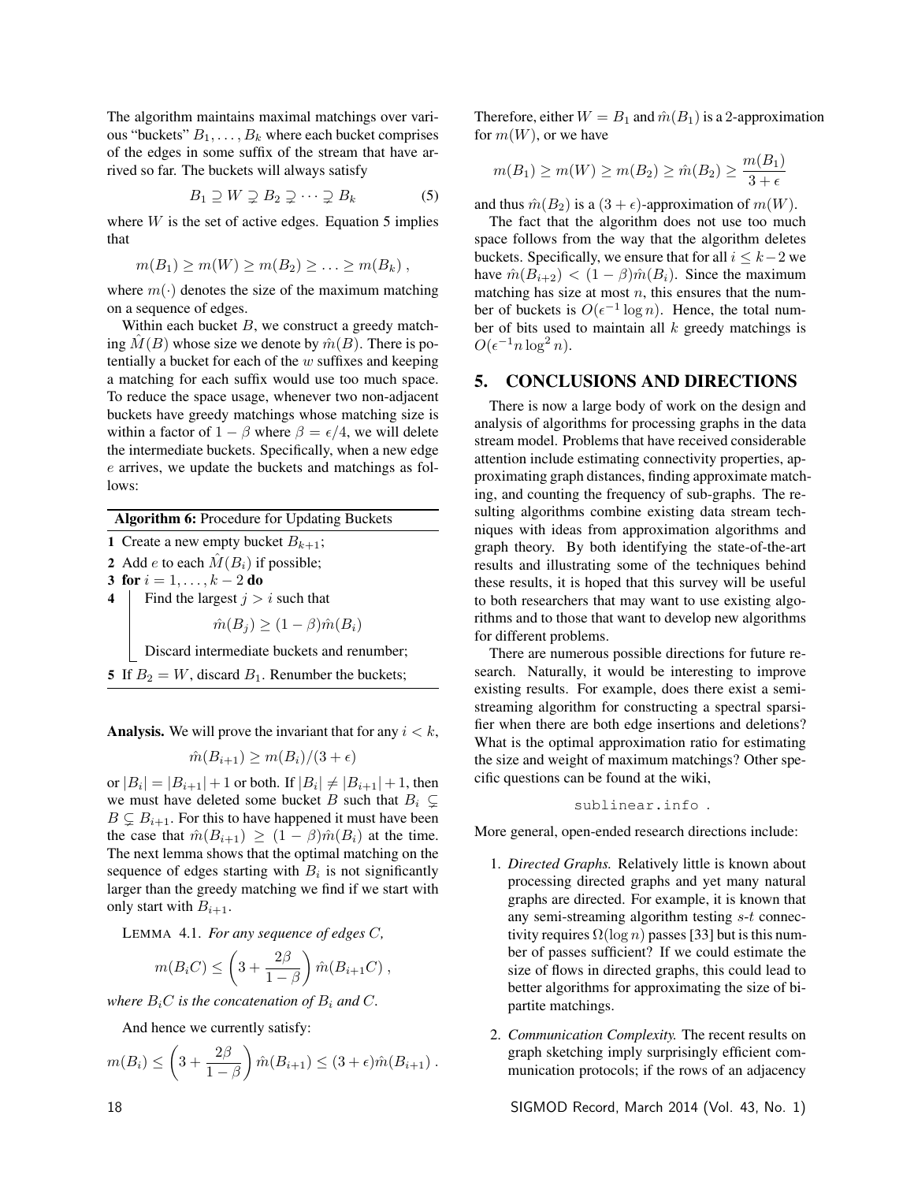The algorithm maintains maximal matchings over various "buckets" $B_1, \ldots, B_k$ where each bucket comprises of the edges in some suffix of the stream that have arrived so far. The buckets will always satisfy

$$B_1 \supseteq W \supsetneq B_2 \supsetneq \cdots \supsetneq B_k \tag{5}$$

where $W$ is the set of active edges. Equation 5 implies that

$$m(B_1) \geq m(W) \geq m(B_2) \geq \ldots \geq m(B_k) ,$$

where $m(\cdot)$ denotes the size of the maximum matching on a sequence of edges.

Within each bucket $B$, we construct a greedy matching $\hat{M}(B)$ whose size we denote by $\hat{m}(B)$. There is potentially a bucket for each of the $w$ suffixes and keeping a matching for each suffix would use too much space. To reduce the space usage, whenever two non-adjacent buckets have greedy matchings whose matching size is within a factor of $1 - \beta$ where $\beta = \epsilon/4$, we will delete the intermediate buckets. Specifically, when a new edge $e$ arrives, we update the buckets and matchings as follows:

**Algorithm 6:** Procedure for Updating Buckets

```
1 Create a new empty bucket B_{k+1};
2 Add e to each M̂(B_i) if possible;
3 for i = 1, ..., k − 2 do
4     Find the largest j > i such that
          m̂(B_j) ≥ (1 − β) m̂(B_i)
      Discard intermediate buckets and renumber;
5 If B_2 = W, discard B_1. Renumber the buckets;
```

**Analysis.** We will prove the invariant that for any $i < k$,

$$\hat{m}(B_{i+1}) \geq m(B_i)/(3 + \epsilon)$$

or $|B_i| = |B_{i+1}| + 1$ or both. If $|B_i| \neq |B_{i+1}| + 1$, then we must have deleted some bucket $B$ such that $B_i \subsetneq B \subsetneq B_{i+1}$. For this to have happened it must have been the case that $\hat{m}(B_{i+1}) \geq (1 - \beta)\hat{m}(B_i)$ at the time. The next lemma shows that the optimal matching on the sequence of edges starting with $B_i$ is not significantly larger than the greedy matching we find if we start with only start with $B_{i+1}$.

LEMMA 4.1. *For any sequence of edges $C$,*

$$m(B_i C) \leq \left(3 + \frac{2\beta}{1 - \beta}\right) \hat{m}(B_{i+1} C) ,$$

*where $B_i C$ is the concatenation of $B_i$ and $C$.*

And hence we currently satisfy:

$$m(B_i) \leq \left(3 + \frac{2\beta}{1 - \beta}\right) \hat{m}(B_{i+1}) \leq (3 + \epsilon)\hat{m}(B_{i+1}) .$$

Therefore, either $W = B_1$ and $\hat{m}(B_1)$ is a 2-approximation for $m(W)$, or we have

$$m(B_1) \geq m(W) \geq m(B_2) \geq \hat{m}(B_2) \geq \frac{m(B_1)}{3 + \epsilon}$$

and thus $\hat{m}(B_2)$ is a $(3 + \epsilon)$-approximation of $m(W)$.

The fact that the algorithm does not use too much space follows from the way that the algorithm deletes buckets. Specifically, we ensure that for all $i \leq k-2$ we have $\hat{m}(B_{i+2}) < (1 - \beta)\hat{m}(B_i)$. Since the maximum matching has size at most $n$, this ensures that the number of buckets is $O(\epsilon^{-1} \log n)$. Hence, the total number of bits used to maintain all $k$ greedy matchings is $O(\epsilon^{-1} n \log^2 n)$.

## 5. CONCLUSIONS AND DIRECTIONS

There is now a large body of work on the design and analysis of algorithms for processing graphs in the data stream model. Problems that have received considerable attention include estimating connectivity properties, approximating graph distances, finding approximate matching, and counting the frequency of sub-graphs. The resulting algorithms combine existing data stream techniques with ideas from approximation algorithms and graph theory. By both identifying the state-of-the-art results and illustrating some of the techniques behind these results, it is hoped that this survey will be useful to both researchers that may want to use existing algorithms and to those that want to develop new algorithms for different problems.

There are numerous possible directions for future research. Naturally, it would be interesting to improve existing results. For example, does there exist a semi-streaming algorithm for constructing a spectral sparsifier when there are both edge insertions and deletions? What is the optimal approximation ratio for estimating the size and weight of maximum matchings? Other specific questions can be found at the wiki,

sublinear.info .

More general, open-ended research directions include:

1. *Directed Graphs.* Relatively little is known about processing directed graphs and yet many natural graphs are directed. For example, it is known that any semi-streaming algorithm testing $s$-$t$ connectivity requires $\Omega(\log n)$ passes [33] but is this number of passes sufficient? If we could estimate the size of flows in directed graphs, this could lead to better algorithms for approximating the size of bipartite matchings.

2. *Communication Complexity.* The recent results on graph sketching imply surprisingly efficient communication protocols; if the rows of an adjacency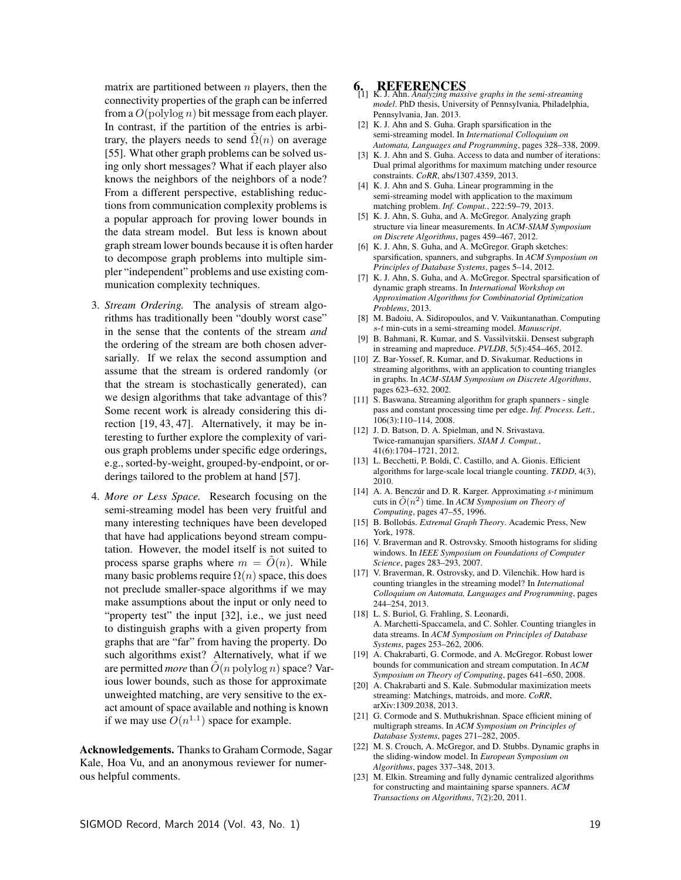matrix are partitioned between $n$ players, then the connectivity properties of the graph can be inferred from a $O(\text{polylog } n)$ bit message from each player. In contrast, if the partition of the entries is arbitrary, the players needs to send $\tilde{\Omega}(n)$ on average [55]. What other graph problems can be solved using only short messages? What if each player also knows the neighbors of the neighbors of a node? From a different perspective, establishing reductions from communication complexity problems is a popular approach for proving lower bounds in the data stream model. But less is known about graph stream lower bounds because it is often harder to decompose graph problems into multiple simpler "independent" problems and use existing communication complexity techniques.

3. *Stream Ordering.* The analysis of stream algorithms has traditionally been "doubly worst case" in the sense that the contents of the stream *and* the ordering of the stream are both chosen adversarially. If we relax the second assumption and assume that the stream is ordered randomly (or that the stream is stochastically generated), can we design algorithms that take advantage of this? Some recent work is already considering this direction [19, 43, 47]. Alternatively, it may be interesting to further explore the complexity of various graph problems under specific edge orderings, e.g., sorted-by-weight, grouped-by-endpoint, or orderings tailored to the problem at hand [57].

4. *More or Less Space.* Research focusing on the semi-streaming model has been very fruitful and many interesting techniques have been developed that have had applications beyond stream computation. However, the model itself is not suited to process sparse graphs where $m = \tilde{O}(n)$. While many basic problems require $\Omega(n)$ space, this does not preclude smaller-space algorithms if we may make assumptions about the input or only need to "property test" the input [32], i.e., we just need to distinguish graphs with a given property from graphs that are "far" from having the property. Do such algorithms exist? Alternatively, what if we are permitted *more* than $\tilde{O}(n \text{ polylog } n)$ space? Various lower bounds, such as those for approximate unweighted matching, are very sensitive to the exact amount of space available and nothing is known if we may use $O(n^{1.1})$ space for example.

**Acknowledgements.** Thanks to Graham Cormode, Sagar Kale, Hoa Vu, and an anonymous reviewer for numerous helpful comments.

# 6. REFERENCES

[1] K. J. Ahn. *Analyzing massive graphs in the semi-streaming model*. PhD thesis, University of Pennsylvania, Philadelphia, Pennsylvania, Jan. 2013.

[2] K. J. Ahn and S. Guha. Graph sparsification in the semi-streaming model. In *International Colloquium on Automata, Languages and Programming*, pages 328–338, 2009.

[3] K. J. Ahn and S. Guha. Access to data and number of iterations: Dual primal algorithms for maximum matching under resource constraints. *CoRR*, abs/1307.4359, 2013.

[4] K. J. Ahn and S. Guha. Linear programming in the semi-streaming model with application to the maximum matching problem. *Inf. Comput.*, 222:59–79, 2013.

[5] K. J. Ahn, S. Guha, and A. McGregor. Analyzing graph structure via linear measurements. In *ACM-SIAM Symposium on Discrete Algorithms*, pages 459–467, 2012.

[6] K. J. Ahn, S. Guha, and A. McGregor. Graph sketches: sparsification, spanners, and subgraphs. In *ACM Symposium on Principles of Database Systems*, pages 5–14, 2012.

[7] K. J. Ahn, S. Guha, and A. McGregor. Spectral sparsification of dynamic graph streams. In *International Workshop on Approximation Algorithms for Combinatorial Optimization Problems*, 2013.

[8] M. Badoiu, A. Sidiropoulos, and V. Vaikuntanathan. Computing $s$-$t$ min-cuts in a semi-streaming model. *Manuscript*.

[9] B. Bahmani, R. Kumar, and S. Vassilvitskii. Densest subgraph in streaming and mapreduce. *PVLDB*, 5(5):454–465, 2012.

[10] Z. Bar-Yossef, R. Kumar, and D. Sivakumar. Reductions in streaming algorithms, with an application to counting triangles in graphs. In *ACM-SIAM Symposium on Discrete Algorithms*, pages 623–632, 2002.

[11] S. Baswana. Streaming algorithm for graph spanners - single pass and constant processing time per edge. *Inf. Process. Lett.*, 106(3):110–114, 2008.

[12] J. D. Batson, D. A. Spielman, and N. Srivastava. Twice-ramanujan sparsifiers. *SIAM J. Comput.*, 41(6):1704–1721, 2012.

[13] L. Becchetti, P. Boldi, C. Castillo, and A. Gionis. Efficient algorithms for large-scale local triangle counting. *TKDD*, 4(3), 2010.

[14] A. A. Benczúr and D. R. Karger. Approximating *s-t* minimum cuts in $\tilde{O}(n^2)$ time. In *ACM Symposium on Theory of Computing*, pages 47–55, 1996.

[15] B. Bollobás. *Extremal Graph Theory*. Academic Press, New York, 1978.

[16] V. Braverman and R. Ostrovsky. Smooth histograms for sliding windows. In *IEEE Symposium on Foundations of Computer Science*, pages 283–293, 2007.

[17] V. Braverman, R. Ostrovsky, and D. Vilenchik. How hard is counting triangles in the streaming model? In *International Colloquium on Automata, Languages and Programming*, pages 244–254, 2013.

[18] L. S. Buriol, G. Frahling, S. Leonardi, A. Marchetti-Spaccamela, and C. Sohler. Counting triangles in data streams. In *ACM Symposium on Principles of Database Systems*, pages 253–262, 2006.

[19] A. Chakrabarti, G. Cormode, and A. McGregor. Robust lower bounds for communication and stream computation. In *ACM Symposium on Theory of Computing*, pages 641–650, 2008.

[20] A. Chakrabarti and S. Kale. Submodular maximization meets streaming: Matchings, matroids, and more. *CoRR*, arXiv:1309.2038, 2013.

[21] G. Cormode and S. Muthukrishnan. Space efficient mining of multigraph streams. In *ACM Symposium on Principles of Database Systems*, pages 271–282, 2005.

[22] M. S. Crouch, A. McGregor, and D. Stubbs. Dynamic graphs in the sliding-window model. In *European Symposium on Algorithms*, pages 337–348, 2013.

[23] M. Elkin. Streaming and fully dynamic centralized algorithms for constructing and maintaining sparse spanners. *ACM Transactions on Algorithms*, 7(2):20, 2011.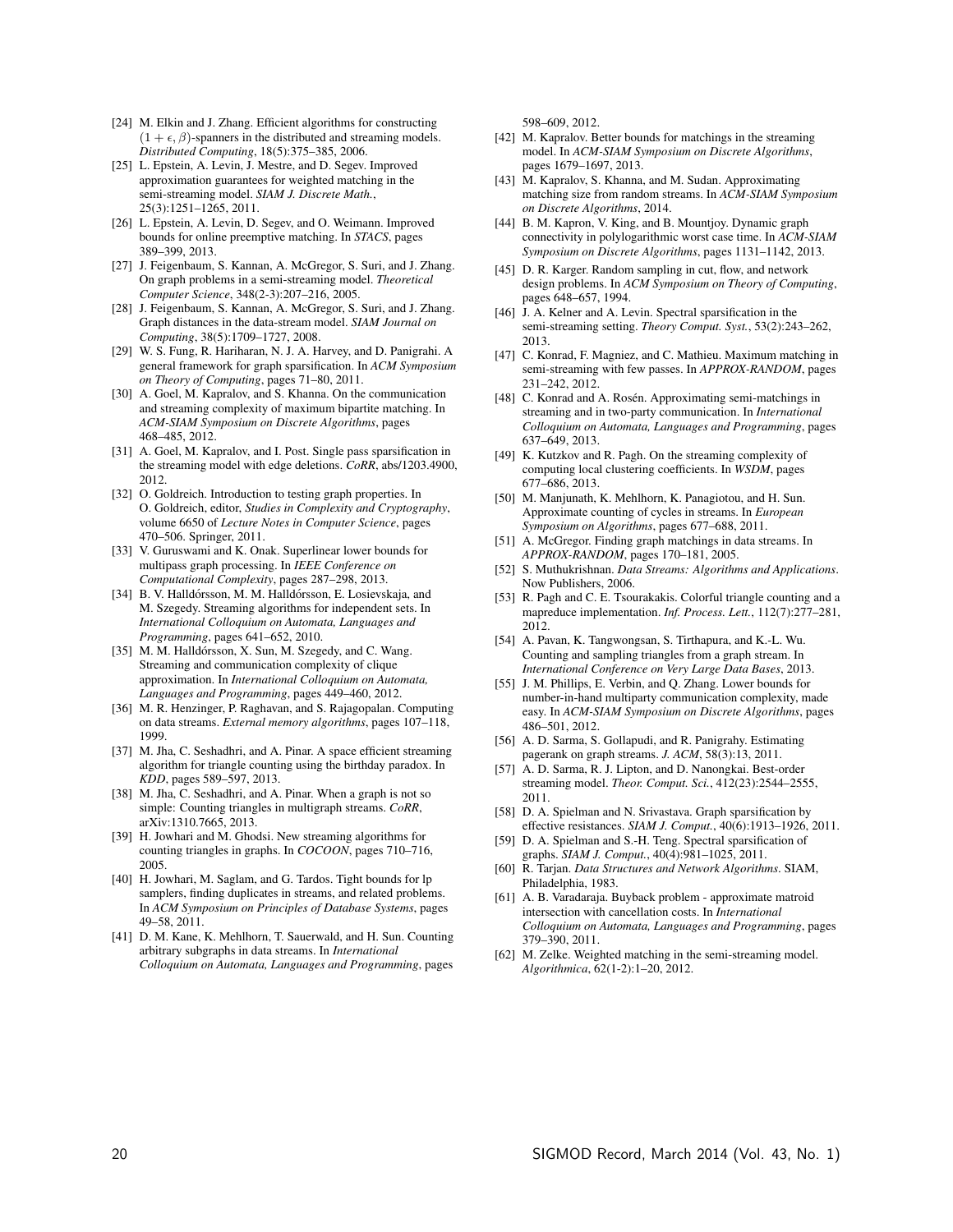[24] M. Elkin and J. Zhang. Efficient algorithms for constructing $(1+\epsilon, \beta)$-spanners in the distributed and streaming models. *Distributed Computing*, 18(5):375–385, 2006.

[25] L. Epstein, A. Levin, J. Mestre, and D. Segev. Improved approximation guarantees for weighted matching in the semi-streaming model. *SIAM J. Discrete Math.*, 25(3):1251–1265, 2011.

[26] L. Epstein, A. Levin, D. Segev, and O. Weimann. Improved bounds for online preemptive matching. In *STACS*, pages 389–399, 2013.

[27] J. Feigenbaum, S. Kannan, A. McGregor, S. Suri, and J. Zhang. On graph problems in a semi-streaming model. *Theoretical Computer Science*, 348(2-3):207–216, 2005.

[28] J. Feigenbaum, S. Kannan, A. McGregor, S. Suri, and J. Zhang. Graph distances in the data-stream model. *SIAM Journal on Computing*, 38(5):1709–1727, 2008.

[29] W. S. Fung, R. Hariharan, N. J. A. Harvey, and D. Panigrahi. A general framework for graph sparsification. In *ACM Symposium on Theory of Computing*, pages 71–80, 2011.

[30] A. Goel, M. Kapralov, and S. Khanna. On the communication and streaming complexity of maximum bipartite matching. In *ACM-SIAM Symposium on Discrete Algorithms*, pages 468–485, 2012.

[31] A. Goel, M. Kapralov, and I. Post. Single pass sparsification in the streaming model with edge deletions. *CoRR*, abs/1203.4900, 2012.

[32] O. Goldreich. Introduction to testing graph properties. In O. Goldreich, editor, *Studies in Complexity and Cryptography*, volume 6650 of *Lecture Notes in Computer Science*, pages 470–506. Springer, 2011.

[33] V. Guruswami and K. Onak. Superlinear lower bounds for multipass graph processing. In *IEEE Conference on Computational Complexity*, pages 287–298, 2013.

[34] B. V. Halldórsson, M. M. Halldórsson, E. Losievskaja, and M. Szegedy. Streaming algorithms for independent sets. In *International Colloquium on Automata, Languages and Programming*, pages 641–652, 2010.

[35] M. M. Halldórsson, X. Sun, M. Szegedy, and C. Wang. Streaming and communication complexity of clique approximation. In *International Colloquium on Automata, Languages and Programming*, pages 449–460, 2012.

[36] M. R. Henzinger, P. Raghavan, and S. Rajagopalan. Computing on data streams. *External memory algorithms*, pages 107–118, 1999.

[37] M. Jha, C. Seshadhri, and A. Pinar. A space efficient streaming algorithm for triangle counting using the birthday paradox. In *KDD*, pages 589–597, 2013.

[38] M. Jha, C. Seshadhri, and A. Pinar. When a graph is not so simple: Counting triangles in multigraph streams. *CoRR*, arXiv:1310.7665, 2013.

[39] H. Jowhari and M. Ghodsi. New streaming algorithms for counting triangles in graphs. In *COCOON*, pages 710–716, 2005.

[40] H. Jowhari, M. Saglam, and G. Tardos. Tight bounds for lp samplers, finding duplicates in streams, and related problems. In *ACM Symposium on Principles of Database Systems*, pages 49–58, 2011.

[41] D. M. Kane, K. Mehlhorn, T. Sauerwald, and H. Sun. Counting arbitrary subgraphs in data streams. In *International Colloquium on Automata, Languages and Programming*, pages 598–609, 2012.

[42] M. Kapralov. Better bounds for matchings in the streaming model. In *ACM-SIAM Symposium on Discrete Algorithms*, pages 1679–1697, 2013.

[43] M. Kapralov, S. Khanna, and M. Sudan. Approximating matching size from random streams. In *ACM-SIAM Symposium on Discrete Algorithms*, 2014.

[44] B. M. Kapron, V. King, and B. Mountjoy. Dynamic graph connectivity in polylogarithmic worst case time. In *ACM-SIAM Symposium on Discrete Algorithms*, pages 1131–1142, 2013.

[45] D. R. Karger. Random sampling in cut, flow, and network design problems. In *ACM Symposium on Theory of Computing*, pages 648–657, 1994.

[46] J. A. Kelner and A. Levin. Spectral sparsification in the semi-streaming setting. *Theory Comput. Syst.*, 53(2):243–262, 2013.

[47] C. Konrad, F. Magniez, and C. Mathieu. Maximum matching in semi-streaming with few passes. In *APPROX-RANDOM*, pages 231–242, 2012.

[48] C. Konrad and A. Rosén. Approximating semi-matchings in streaming and in two-party communication. In *International Colloquium on Automata, Languages and Programming*, pages 637–649, 2013.

[49] K. Kutzkov and R. Pagh. On the streaming complexity of computing local clustering coefficients. In *WSDM*, pages 677–686, 2013.

[50] M. Manjunath, K. Mehlhorn, K. Panagiotou, and H. Sun. Approximate counting of cycles in streams. In *European Symposium on Algorithms*, pages 677–688, 2011.

[51] A. McGregor. Finding graph matchings in data streams. In *APPROX-RANDOM*, pages 170–181, 2005.

[52] S. Muthukrishnan. *Data Streams: Algorithms and Applications*. Now Publishers, 2006.

[53] R. Pagh and C. E. Tsourakakis. Colorful triangle counting and a mapreduce implementation. *Inf. Process. Lett.*, 112(7):277–281, 2012.

[54] A. Pavan, K. Tangwongsan, S. Tirthapura, and K.-L. Wu. Counting and sampling triangles from a graph stream. In *International Conference on Very Large Data Bases*, 2013.

[55] J. M. Phillips, E. Verbin, and Q. Zhang. Lower bounds for number-in-hand multiparty communication complexity, made easy. In *ACM-SIAM Symposium on Discrete Algorithms*, pages 486–501, 2012.

[56] A. D. Sarma, S. Gollapudi, and R. Panigrahy. Estimating pagerank on graph streams. *J. ACM*, 58(3):13, 2011.

[57] A. D. Sarma, R. J. Lipton, and D. Nanongkai. Best-order streaming model. *Theor. Comput. Sci.*, 412(23):2544–2555, 2011.

[58] D. A. Spielman and N. Srivastava. Graph sparsification by effective resistances. *SIAM J. Comput.*, 40(6):1913–1926, 2011.

[59] D. A. Spielman and S.-H. Teng. Spectral sparsification of graphs. *SIAM J. Comput.*, 40(4):981–1025, 2011.

[60] R. Tarjan. *Data Structures and Network Algorithms*. SIAM, Philadelphia, 1983.

[61] A. B. Varadaraja. Buyback problem - approximate matroid intersection with cancellation costs. In *International Colloquium on Automata, Languages and Programming*, pages 379–390, 2011.

[62] M. Zelke. Weighted matching in the semi-streaming model. *Algorithmica*, 62(1-2):1–20, 2012.